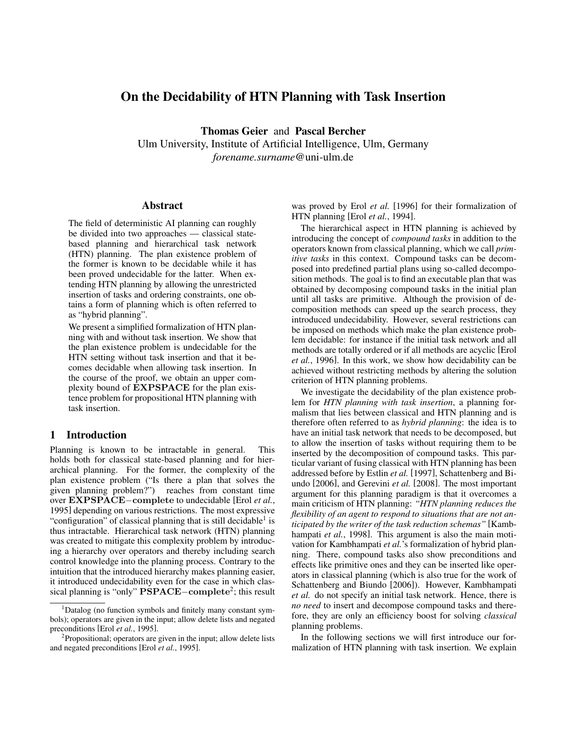# On the Decidability of HTN Planning with Task Insertion

**Thomas Geier** and **Pascal Bercher**

Ulm University, Institute of Artificial Intelligence, Ulm, Germany

*forename.surname*@uni-ulm.de

## Abstract

The field of deterministic AI planning can roughly be divided into two approaches — classical state-based planning and hierarchical task network (HTN) planning. The plan existence problem of the former is known to be decidable while it has been proved undecidable for the latter. When extending HTN planning by allowing the unrestricted insertion of tasks and ordering constraints, one obtains a form of planning which is often referred to as "hybrid planning".

We present a simplified formalization of HTN planning with and without task insertion. We show that the plan existence problem is undecidable for the HTN setting without task insertion and that it becomes decidable when allowing task insertion. In the course of the proof, we obtain an upper complexity bound of $\mathbf{EXPSPACE}$ for the plan existence problem for propositional HTN planning with task insertion.

## 1 Introduction

Planning is known to be intractable in general. This holds both for classical state-based planning and for hierarchical planning. For the former, the complexity of the plan existence problem ("Is there a plan that solves the given planning problem?") reaches from constant time over $\mathbf{EXPSPACE}\text{−}\mathbf{complete}$ to undecidable [Erol *et al.*, 1995] depending on various restrictions. The most expressive "configuration" of classical planning that is still decidable[1] is thus intractable. Hierarchical task network (HTN) planning was created to mitigate this complexity problem by introducing a hierarchy over operators and thereby including search control knowledge into the planning process. Contrary to the intuition that the introduced hierarchy makes planning easier, it introduced undecidability even for the case in which classical planning is "only" $\mathbf{PSPACE}\text{−}\mathbf{complete}$[2]; this result was proved by Erol *et al.* [1996] for their formalization of HTN planning [Erol *et al.*, 1994].

The hierarchical aspect in HTN planning is achieved by introducing the concept of *compound tasks* in addition to the operators known from classical planning, which we call *primitive tasks* in this context. Compound tasks can be decomposed into predefined partial plans using so-called decomposition methods. The goal is to find an executable plan that was obtained by decomposing compound tasks in the initial plan until all tasks are primitive. Although the provision of decomposition methods can speed up the search process, they introduced undecidability. However, several restrictions can be imposed on methods which make the plan existence problem decidable: for instance if the initial task network and all methods are totally ordered or if all methods are acyclic [Erol *et al.*, 1996]. In this work, we show how decidability can be achieved without restricting methods by altering the solution criterion of HTN planning problems.

We investigate the decidability of the plan existence problem for *HTN planning with task insertion*, a planning formalism that lies between classical and HTN planning and is therefore often referred to as *hybrid planning*: the idea is to have an initial task network that needs to be decomposed, but to allow the insertion of tasks without requiring them to be inserted by the decomposition of compound tasks. This particular variant of fusing classical with HTN planning has been addressed before by Estlin *et al.* [1997], Schattenberg and Biundo [2006], and Gerevini *et al.* [2008]. The most important argument for this planning paradigm is that it overcomes a main criticism of HTN planning: *"HTN planning reduces the flexibility of an agent to respond to situations that are not anticipated by the writer of the task reduction schemas"* [Kambhampati *et al.*, 1998]. This argument is also the main motivation for Kambhampati *et al.*'s formalization of hybrid planning. There, compound tasks also show preconditions and effects like primitive ones and they can be inserted like operators in classical planning (which is also true for the work of Schattenberg and Biundo [2006]). However, Kambhampati *et al.* do not specify an initial task network. Hence, there is *no need* to insert and decompose compound tasks and therefore, they are only an efficiency boost for solving *classical* planning problems.

In the following sections we will first introduce our formalization of HTN planning with task insertion. We explain

[1] Datalog (no function symbols and finitely many constant symbols); operators are given in the input; allow delete lists and negated preconditions [Erol *et al.*, 1995].

[2] Propositional; operators are given in the input; allow delete lists and negated preconditions [Erol *et al.*, 1995].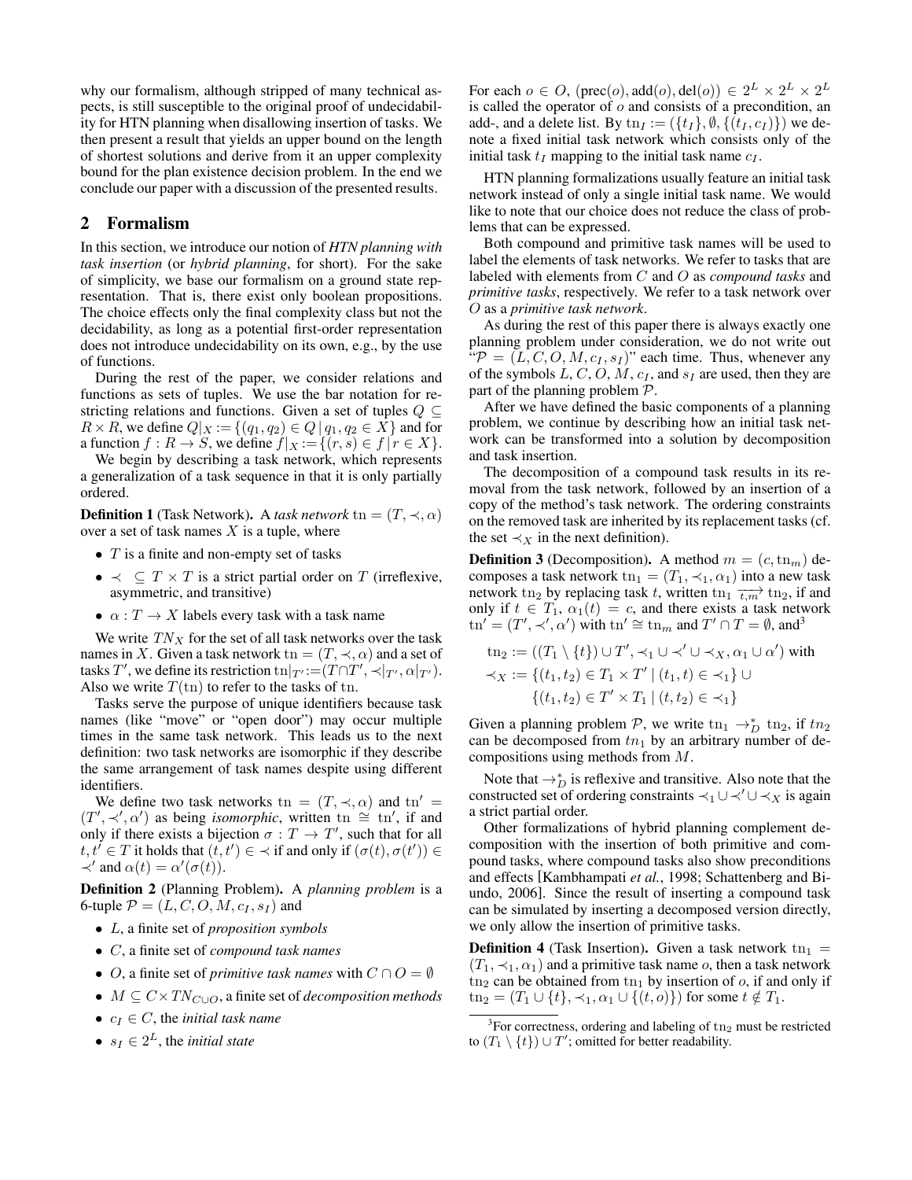why our formalism, although stripped of many technical aspects, is still susceptible to the original proof of undecidability for HTN planning when disallowing insertion of tasks. We then present a result that yields an upper bound on the length of shortest solutions and derive from it an upper complexity bound for the plan existence decision problem. In the end we conclude our paper with a discussion of the presented results.

## 2 Formalism

In this section, we introduce our notion of ***HTN planning with task insertion*** (or *hybrid planning*, for short). For the sake of simplicity, we base our formalism on a ground state representation. That is, there exist only boolean propositions. The choice effects only the final complexity class but not the decidability, as long as a potential first-order representation does not introduce undecidability on its own, e.g., by the use of functions.

During the rest of the paper, we consider relations and functions as sets of tuples. We use the bar notation for restricting relations and functions. Given a set of tuples $Q \subseteq R \times R$, we define $Q|_X := \{(q_1, q_2) \in Q \,|\, q_1, q_2 \in X\}$ and for a function $f : R \to S$, we define $f|_X := \{(r, s) \in f \,|\, r \in X\}$.

We begin by describing a task network, which represents a generalization of a task sequence in that it is only partially ordered.

**Definition 1** (Task Network)**.** A *task network* $\mathrm{tn} = (T, \prec, \alpha)$ over a set of task names $X$ is a tuple, where

- $T$ is a finite and non-empty set of tasks
- $\prec \; \subseteq T \times T$ is a strict partial order on $T$ (irreflexive, asymmetric, and transitive)
- $\alpha : T \to X$ labels every task with a task name

We write $TN_X$ for the set of all task networks over the task names in $X$. Given a task network $\mathrm{tn} = (T, \prec, \alpha)$ and a set of tasks $T'$, we define its restriction $\mathrm{tn}|_{T'} := (T \cap T', \prec|_{T'}, \alpha|_{T'})$. Also we write $T(\mathrm{tn})$ to refer to the tasks of tn.

Tasks serve the purpose of unique identifiers because task names (like "move" or "open door") may occur multiple times in the same task network. This leads us to the next definition: two task networks are isomorphic if they describe the same arrangement of task names despite using different identifiers.

We define two task networks $\mathrm{tn} = (T, \prec, \alpha)$ and $\mathrm{tn}' = (T', \prec', \alpha')$ as being *isomorphic*, written $\mathrm{tn} \cong \mathrm{tn}'$, if and only if there exists a bijection $\sigma : T \to T'$, such that for all $t, t' \in T$ it holds that $(t, t') \in \prec$ if and only if $(\sigma(t), \sigma(t')) \in \prec'$ and $\alpha(t) = \alpha'(\sigma(t))$.

**Definition 2** (Planning Problem)**.** A *planning problem* is a 6-tuple $\mathcal{P} = (L, C, O, M, c_I, s_I)$ and

- $L$, a finite set of *proposition symbols*
- $C$, a finite set of *compound task names*
- $O$, a finite set of *primitive task names* with $C \cap O = \emptyset$
- $M \subseteq C \times TN_{C \cup O}$, a finite set of *decomposition methods*
- $c_I \in C$, the *initial task name*
- $s_I \in 2^L$, the *initial state*

For each $o \in O$, $(\mathrm{prec}(o), \mathrm{add}(o), \mathrm{del}(o)) \in 2^L \times 2^L \times 2^L$ is called the operator of $o$ and consists of a precondition, an add-, and a delete list. By $\mathrm{tn}_I := (\{t_I\}, \emptyset, \{(t_I, c_I)\})$ we denote a fixed initial task network which consists only of the initial task $t_I$ mapping to the initial task name $c_I$.

HTN planning formalizations usually feature an initial task network instead of only a single initial task name. We would like to note that our choice does not reduce the class of problems that can be expressed.

Both compound and primitive task names will be used to label the elements of task networks. We refer to tasks that are labeled with elements from $C$ and $O$ as *compound tasks* and *primitive tasks*, respectively. We refer to a task network over $O$ as a *primitive task network*.

As during the rest of this paper there is always exactly one planning problem under consideration, we do not write out "$\mathcal{P} = (L, C, O, M, c_I, s_I)$" each time. Thus, whenever any of the symbols $L$, $C$, $O$, $M$, $c_I$, and $s_I$ are used, then they are part of the planning problem $\mathcal{P}$.

After we have defined the basic components of a planning problem, we continue by describing how an initial task network can be transformed into a solution by decomposition and task insertion.

The decomposition of a compound task results in its removal from the task network, followed by an insertion of a copy of the method's task network. The ordering constraints on the removed task are inherited by its replacement tasks (cf. the set $\prec_X$ in the next definition).

**Definition 3** (Decomposition)**.** A method $m = (c, \mathrm{tn}_m)$ decomposes a task network $\mathrm{tn}_1 = (T_1, \prec_1, \alpha_1)$ into a new task network $\mathrm{tn}_2$ by replacing task $t$, written $\mathrm{tn}_1 \xrightarrow[t,m]{} \mathrm{tn}_2$, if and only if $t \in T_1$, $\alpha_1(t) = c$, and there exists a task network $\mathrm{tn}' = (T', \prec', \alpha')$ with $\mathrm{tn}' \cong \mathrm{tn}_m$ and $T' \cap T = \emptyset$, and[3]

$$\mathrm{tn}_2 := ((T_1 \setminus \{t\}) \cup T', \prec_1 \cup \prec' \cup \prec_X, \alpha_1 \cup \alpha') \text{ with}$$

$$\prec_X := \{(t_1, t_2) \in T_1 \times T' \mid (t_1, t) \in \prec_1\} \cup$$
$$\{(t_1, t_2) \in T' \times T_1 \mid (t, t_2) \in \prec_1\}$$

Given a planning problem $\mathcal{P}$, we write $\mathrm{tn}_1 \to_D^* \mathrm{tn}_2$, if $tn_2$ can be decomposed from $tn_1$ by an arbitrary number of decompositions using methods from $M$.

Note that $\to_D^*$ is reflexive and transitive. Also note that the constructed set of ordering constraints $\prec_1 \cup \prec' \cup \prec_X$ is again a strict partial order.

Other formalizations of hybrid planning complement decomposition with the insertion of both primitive and compound tasks, where compound tasks also show preconditions and effects [Kambhampati *et al.*, 1998; Schattenberg and Biundo, 2006]. Since the result of inserting a compound task can be simulated by inserting a decomposed version directly, we only allow the insertion of primitive tasks.

**Definition 4** (Task Insertion)**.** Given a task network $\mathrm{tn}_1 = (T_1, \prec_1, \alpha_1)$ and a primitive task name $o$, then a task network $\mathrm{tn}_2$ can be obtained from $\mathrm{tn}_1$ by insertion of $o$, if and only if $\mathrm{tn}_2 = (T_1 \cup \{t\}, \prec_1, \alpha_1 \cup \{(t, o)\})$ for some $t \notin T_1$.

[3]For correctness, ordering and labeling of $\mathrm{tn}_2$ must be restricted to $(T_1 \setminus \{t\}) \cup T'$; omitted for better readability.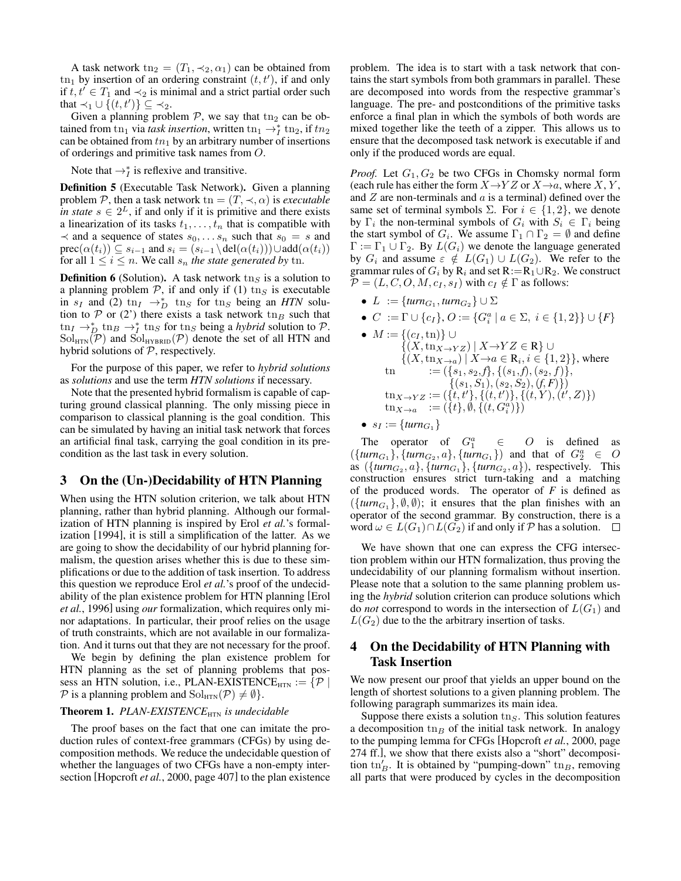A task network $\mathrm{tn}_2 = (T_1, \prec_2, \alpha_1)$ can be obtained from $\mathrm{tn}_1$ by insertion of an ordering constraint $(t, t')$, if and only if $t, t' \in T_1$ and $\prec_2$ is minimal and a strict partial order such that $\prec_1 \cup \{(t, t')\} \subseteq \prec_2$.

Given a planning problem $\mathcal{P}$, we say that $\mathrm{tn}_2$ can be obtained from $\mathrm{tn}_1$ via *task insertion*, written $\mathrm{tn}_1 \rightarrow_I^* \mathrm{tn}_2$, if $tn_2$ can be obtained from $tn_1$ by an arbitrary number of insertions of orderings and primitive task names from $O$.

Note that $\rightarrow_I^*$ is reflexive and transitive.

**Definition 5** (Executable Task Network)**.** Given a planning problem $\mathcal{P}$, then a task network $\mathrm{tn} = (T, \prec, \alpha)$ is *executable in state* $s \in 2^L$, if and only if it is primitive and there exists a linearization of its tasks $t_1, \ldots, t_n$ that is compatible with $\prec$ and a sequence of states $s_0, \ldots s_n$ such that $s_0 = s$ and $\mathrm{prec}(\alpha(t_i)) \subseteq s_{i-1}$ and $s_i = (s_{i-1} \setminus \mathrm{del}(\alpha(t_i))) \cup \mathrm{add}(\alpha(t_i))$ for all $1 \leq i \leq n$. We call $s_n$ *the state generated by* $\mathrm{tn}$.

**Definition 6** (Solution)**.** A task network $\mathrm{tn}_S$ is a solution to a planning problem $\mathcal{P}$, if and only if (1) $\mathrm{tn}_S$ is executable in $s_I$ and (2) $\mathrm{tn}_I \rightarrow_D^* \mathrm{tn}_S$ for $\mathrm{tn}_S$ being an *HTN* solution to $\mathcal{P}$ or (2') there exists a task network $\mathrm{tn}_B$ such that $\mathrm{tn}_I \rightarrow_D^* \mathrm{tn}_B \rightarrow_I^* \mathrm{tn}_S$ for $\mathrm{tn}_S$ being a *hybrid* solution to $\mathcal{P}$. $\mathrm{Sol}_{\text{HTN}}(\mathcal{P})$ and $\mathrm{Sol}_{\text{HYBRID}}(\mathcal{P})$ denote the set of all HTN and hybrid solutions of $\mathcal{P}$, respectively.

For the purpose of this paper, we refer to *hybrid solutions* as *solutions* and use the term *HTN solutions* if necessary.

Note that the presented hybrid formalism is capable of capturing ground classical planning. The only missing piece in comparison to classical planning is the goal condition. This can be simulated by having an initial task network that forces an artificial final task, carrying the goal condition in its precondition as the last task in every solution.

## 3 On the (Un-)Decidability of HTN Planning

When using the HTN solution criterion, we talk about HTN planning, rather than hybrid planning. Although our formalization of HTN planning is inspired by Erol *et al.*'s formalization [1994], it is still a simplification of the latter. As we are going to show the decidability of our hybrid planning formalism, the question arises whether this is due to these simplifications or due to the addition of task insertion. To address this question we reproduce Erol *et al.*'s proof of the undecidability of the plan existence problem for HTN planning [Erol *et al.*, 1996] using *our* formalization, which requires only minor adaptations. In particular, their proof relies on the usage of truth constraints, which are not available in our formalization. And it turns out that they are not necessary for the proof.

We begin by defining the plan existence problem for HTN planning as the set of planning problems that possess an HTN solution, i.e., $\text{PLAN-EXISTENCE}_{\text{HTN}} := \{\mathcal{P} \mid \mathcal{P}$ is a planning problem and $\mathrm{Sol}_{\text{HTN}}(\mathcal{P}) \neq \emptyset\}$.

**Theorem 1.** *PLAN-EXISTENCE*$_{\text{HTN}}$ *is undecidable*

The proof bases on the fact that one can imitate the production rules of context-free grammars (CFGs) by using decomposition methods. We reduce the undecidable question of whether the languages of two CFGs have a non-empty intersection [Hopcroft *et al.*, 2000, page 407] to the plan existence problem. The idea is to start with a task network that contains the start symbols from both grammars in parallel. These are decomposed into words from the respective grammar's language. The pre- and postconditions of the primitive tasks enforce a final plan in which the symbols of both words are mixed together like the teeth of a zipper. This allows us to ensure that the decomposed task network is executable if and only if the produced words are equal.

*Proof.* Let $G_1, G_2$ be two CFGs in Chomsky normal form (each rule has either the form $X \rightarrow YZ$ or $X \rightarrow a$, where $X, Y$, and $Z$ are non-terminals and $a$ is a terminal) defined over the same set of terminal symbols $\Sigma$. For $i \in \{1, 2\}$, we denote by $\Gamma_i$ the non-terminal symbols of $G_i$ with $S_i \in \Gamma_i$ being the start symbol of $G_i$. We assume $\Gamma_1 \cap \Gamma_2 = \emptyset$ and define $\Gamma := \Gamma_1 \cup \Gamma_2$. By $L(G_i)$ we denote the language generated by $G_i$ and assume $\varepsilon \notin L(G_1) \cup L(G_2)$. We refer to the grammar rules of $G_i$ by $\mathrm{R}_i$ and set $\mathrm{R} := \mathrm{R}_1 \cup \mathrm{R}_2$. We construct $\mathcal{P} = (L, C, O, M, c_I, s_I)$ with $c_I \notin \Gamma$ as follows:

- $L := \{\mathit{turn}_{G_1}, \mathit{turn}_{G_2}\} \cup \Sigma$
- $C := \Gamma \cup \{c_I\}$, $O := \{G_i^a \mid a \in \Sigma,\ i \in \{1, 2\}\} \cup \{F\}$
- $M := \{(c_I, \mathrm{tn})\} \cup \{(X, \mathrm{tn}_{X \rightarrow YZ}) \mid X \rightarrow YZ \in \mathrm{R}\} \cup \{(X, \mathrm{tn}_{X \rightarrow a}) \mid X \rightarrow a \in \mathrm{R}_i, i \in \{1, 2\}\}$, where
$$\begin{aligned} \mathrm{tn} &:= (\{s_1, s_2, f\}, \{(s_1, f), (s_2, f)\}, \{(s_1, S_1), (s_2, S_2), (f, F)\}) \\ \mathrm{tn}_{X \rightarrow YZ} &:= (\{t, t'\}, \{(t, t')\}, \{(t, Y), (t', Z)\}) \\ \mathrm{tn}_{X \rightarrow a} &:= (\{t\}, \emptyset, \{(t, G_i^a)\}) \end{aligned}$$
- $s_I := \{\mathit{turn}_{G_1}\}$

The operator of $G_1^a \in O$ is defined as $(\{\mathit{turn}_{G_1}\}, \{\mathit{turn}_{G_2}, a\}, \{\mathit{turn}_{G_1}\})$ and that of $G_2^a \in O$ as $(\{\mathit{turn}_{G_2}, a\}, \{\mathit{turn}_{G_1}\}, \{\mathit{turn}_{G_2}, a\})$, respectively. This construction ensures strict turn-taking and a matching of the produced words. The operator of $F$ is defined as $(\{\mathit{turn}_{G_1}\}, \emptyset, \emptyset)$; it ensures that the plan finishes with an operator of the second grammar. By construction, there is a word $\omega \in L(G_1) \cap L(G_2)$ if and only if $\mathcal{P}$ has a solution. $\square$

We have shown that one can express the CFG intersection problem within our HTN formalization, thus proving the undecidability of our planning formalism without insertion. Please note that a solution to the same planning problem using the *hybrid* solution criterion can produce solutions which do *not* correspond to words in the intersection of $L(G_1)$ and $L(G_2)$ due to the the arbitrary insertion of tasks.

## 4 On the Decidability of HTN Planning with Task Insertion

We now present our proof that yields an upper bound on the length of shortest solutions to a given planning problem. The following paragraph summarizes its main idea.

Suppose there exists a solution $\mathrm{tn}_S$. This solution features a decomposition $\mathrm{tn}_B$ of the initial task network. In analogy to the pumping lemma for CFGs [Hopcroft *et al.*, 2000, page 274 ff.], we show that there exists also a "short" decomposition $\mathrm{tn}'_B$. It is obtained by "pumping-down" $\mathrm{tn}_B$, removing all parts that were produced by cycles in the decomposition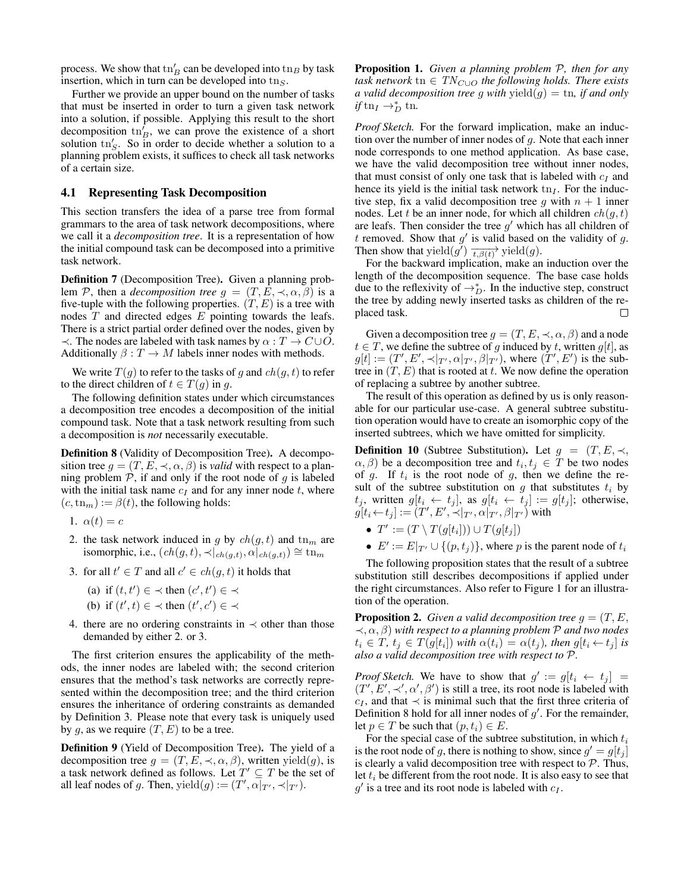process. We show that $\mathrm{tn}'_B$ can be developed into $\mathrm{tn}_B$ by task insertion, which in turn can be developed into $\mathrm{tn}_S$.

Further we provide an upper bound on the number of tasks that must be inserted in order to turn a given task network into a solution, if possible. Applying this result to the short decomposition $\mathrm{tn}'_B$, we can prove the existence of a short solution $\mathrm{tn}'_S$. So in order to decide whether a solution to a planning problem exists, it suffices to check all task networks of a certain size.

### 4.1 Representing Task Decomposition

This section transfers the idea of a parse tree from formal grammars to the area of task network decompositions, where we call it a *decomposition tree*. It is a representation of how the initial compound task can be decomposed into a primitive task network.

**Definition 7** (Decomposition Tree)**.** Given a planning problem $\mathcal{P}$, then a *decomposition tree* $g = (T, E, \prec, \alpha, \beta)$ is a five-tuple with the following properties. $(T, E)$ is a tree with nodes $T$ and directed edges $E$ pointing towards the leafs. There is a strict partial order defined over the nodes, given by $\prec$. The nodes are labeled with task names by $\alpha : T \to C \cup O$. Additionally $\beta : T \to M$ labels inner nodes with methods.

We write $T(g)$ to refer to the tasks of $g$ and $ch(g, t)$ to refer to the direct children of $t \in T(g)$ in $g$.

The following definition states under which circumstances a decomposition tree encodes a decomposition of the initial compound task. Note that a task network resulting from such a decomposition is *not* necessarily executable.

**Definition 8** (Validity of Decomposition Tree)**.** A decomposition tree $g = (T, E, \prec, \alpha, \beta)$ is *valid* with respect to a planning problem $\mathcal{P}$, if and only if the root node of $g$ is labeled with the initial task name $c_I$ and for any inner node $t$, where $(c, \mathrm{tn}_m) := \beta(t)$, the following holds:

1. $\alpha(t) = c$
2. the task network induced in $g$ by $ch(g, t)$ and $\mathrm{tn}_m$ are isomorphic, i.e., $(ch(g, t), \prec|_{ch(g,t)}, \alpha|_{ch(g,t)}) \cong \mathrm{tn}_m$
3. for all $t' \in T$ and all $c' \in ch(g, t)$ it holds that
   (a) if $(t, t') \in \prec$ then $(c', t') \in \prec$
   (b) if $(t', t) \in \prec$ then $(t', c') \in \prec$
4. there are no ordering constraints in $\prec$ other than those demanded by either 2. or 3.

The first criterion ensures the applicability of the methods, the inner nodes are labeled with; the second criterion ensures that the method's task networks are correctly represented within the decomposition tree; and the third criterion ensures the inheritance of ordering constraints as demanded by Definition 3. Please note that every task is uniquely used by $g$, as we require $(T, E)$ to be a tree.

**Definition 9** (Yield of Decomposition Tree)**.** The yield of a decomposition tree $g = (T, E, \prec, \alpha, \beta)$, written $\mathrm{yield}(g)$, is a task network defined as follows. Let $T' \subseteq T$ be the set of all leaf nodes of $g$. Then, $\mathrm{yield}(g) := (T', \alpha|_{T'}, \prec|_{T'})$.

**Proposition 1.** *Given a planning problem $\mathcal{P}$, then for any task network $\mathrm{tn} \in TN_{C \cup O}$ the following holds. There exists a valid decomposition tree $g$ with $\mathrm{yield}(g) = \mathrm{tn}$, if and only if $\mathrm{tn}_I \to^*_D \mathrm{tn}$.*

*Proof Sketch.* For the forward implication, make an induction over the number of inner nodes of $g$. Note that each inner node corresponds to one method application. As base case, we have the valid decomposition tree without inner nodes, that must consist of only one task that is labeled with $c_I$ and hence its yield is the initial task network $\mathrm{tn}_I$. For the inductive step, fix a valid decomposition tree $g$ with $n + 1$ inner nodes. Let $t$ be an inner node, for which all children $ch(g, t)$ are leafs. Then consider the tree $g'$ which has all children of $t$ removed. Show that $g'$ is valid based on the validity of $g$. Then show that $\mathrm{yield}(g') \xrightarrow[t, \beta(t)]{} \mathrm{yield}(g)$.

For the backward implication, make an induction over the length of the decomposition sequence. The base case holds due to the reflexivity of $\to^*_D$. In the inductive step, construct the tree by adding newly inserted tasks as children of the replaced task. $\square$

Given a decomposition tree $g = (T, E, \prec, \alpha, \beta)$ and a node $t \in T$, we define the subtree of $g$ induced by $t$, written $g[t]$, as $g[t] := (T', E', \prec|_{T'}, \alpha|_{T'}, \beta|_{T'})$, where $(T', E')$ is the subtree in $(T, E)$ that is rooted at $t$. We now define the operation of replacing a subtree by another subtree.

The result of this operation as defined by us is only reasonable for our particular use-case. A general subtree substitution operation would have to create an isomorphic copy of the inserted subtrees, which we have omitted for simplicity.

**Definition 10** (Subtree Substitution)**.** Let $g = (T, E, \prec, \alpha, \beta)$ be a decomposition tree and $t_i, t_j \in T$ be two nodes of $g$. If $t_i$ is the root node of $g$, then we define the result of the subtree substitution on $g$ that substitutes $t_i$ by $t_j$, written $g[t_i \leftarrow t_j]$, as $g[t_i \leftarrow t_j] := g[t_j]$; otherwise, $g[t_i \leftarrow t_j] := (T', E', \prec|_{T'}, \alpha|_{T'}, \beta|_{T'})$ with

- $T' := (T \setminus T(g[t_i])) \cup T(g[t_j])$
- $E' := E|_{T'} \cup \{(p, t_j)\}$, where $p$ is the parent node of $t_i$

The following proposition states that the result of a subtree substitution still describes decompositions if applied under the right circumstances. Also refer to Figure 1 for an illustration of the operation.

**Proposition 2.** *Given a valid decomposition tree $g = (T, E, \prec, \alpha, \beta)$ with respect to a planning problem $\mathcal{P}$ and two nodes $t_i \in T$, $t_j \in T(g[t_i])$ with $\alpha(t_i) = \alpha(t_j)$, then $g[t_i \leftarrow t_j]$ is also a valid decomposition tree with respect to $\mathcal{P}$.*

*Proof Sketch.* We have to show that $g' := g[t_i \leftarrow t_j] = (T', E', \prec', \alpha', \beta')$ is still a tree, its root node is labeled with $c_I$, and that $\prec$ is minimal such that the first three criteria of Definition 8 hold for all inner nodes of $g'$. For the remainder, let $p \in T$ be such that $(p, t_i) \in E$.

For the special case of the subtree substitution, in which $t_i$ is the root node of $g$, there is nothing to show, since $g' = g[t_j]$ is clearly a valid decomposition tree with respect to $\mathcal{P}$. Thus, let $t_i$ be different from the root node. It is also easy to see that $g'$ is a tree and its root node is labeled with $c_I$.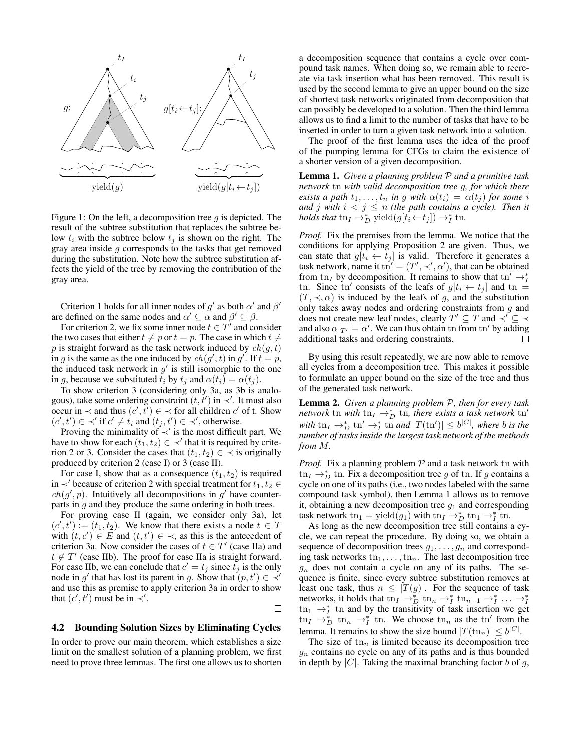$t_I$

$t_i$

$t_j$

$g$:

$t_I$

$t_j$

$g[t_i \leftarrow t_j]$:

yield($g$)

yield($g[t_i \leftarrow t_j]$)

Figure 1: On the left, a decomposition tree $g$ is depicted. The result of the subtree substitution that replaces the subtree below $t_i$ with the subtree below $t_j$ is shown on the right. The gray area inside $g$ corresponds to the tasks that get removed during the substitution. Note how the subtree substitution affects the yield of the tree by removing the contribution of the gray area.

Criterion 1 holds for all inner nodes of $g'$ as both $\alpha'$ and $\beta'$ are defined on the same nodes and $\alpha' \subseteq \alpha$ and $\beta' \subseteq \beta$.

For criterion 2, we fix some inner node $t \in T'$ and consider the two cases that either $t \neq p$ or $t = p$. The case in which $t \neq p$ is straight forward as the task network induced by $ch(g, t)$ in $g$ is the same as the one induced by $ch(g', t)$ in $g'$. If $t = p$, the induced task network in $g'$ is still isomorphic to the one in $g$, because we substituted $t_i$ by $t_j$ and $\alpha(t_i) = \alpha(t_j)$.

To show criterion 3 (considering only 3a, as 3b is analogous), take some ordering constraint $(t, t')$ in $\prec'$. It must also occur in $\prec$ and thus $(c', t') \in \prec$ for all children $c'$ of t. Show $(c', t') \in \prec'$ if $c' \neq t_i$ and $(t_j, t') \in \prec'$, otherwise.

Proving the minimality of $\prec'$ is the most difficult part. We have to show for each $(t_1, t_2) \in \prec'$ that it is required by criterion 2 or 3. Consider the cases that $(t_1, t_2) \in \prec$ is originally produced by criterion 2 (case I) or 3 (case II).

For case I, show that as a consequence $(t_1, t_2)$ is required in $\prec'$ because of criterion 2 with special treatment for $t_1, t_2 \in ch(g', p)$. Intuitively all decompositions in $g'$ have counterparts in $g$ and they produce the same ordering in both trees.

For proving case II (again, we consider only 3a), let $(c', t') := (t_1, t_2)$. We know that there exists a node $t \in T$ with $(t, c') \in E$ and $(t, t') \in \prec$, as this is the antecedent of criterion 3a. Now consider the cases of $t \in T'$ (case IIa) and $t \notin T'$ (case IIb). The proof for case IIa is straight forward. For case IIb, we can conclude that $c' = t_j$ since $t_j$ is the only node in $g'$ that has lost its parent in $g$. Show that $(p, t') \in \prec'$ and use this as premise to apply criterion 3a in order to show that $(c', t')$ must be in $\prec'$.

□

### 4.2 Bounding Solution Sizes by Eliminating Cycles

In order to prove our main theorem, which establishes a size limit on the smallest solution of a planning problem, we first need to prove three lemmas. The first one allows us to shorten a decomposition sequence that contains a cycle over compound task names. When doing so, we remain able to recreate via task insertion what has been removed. This result is used by the second lemma to give an upper bound on the size of shortest task networks originated from decomposition that can possibly be developed to a solution. Then the third lemma allows us to find a limit to the number of tasks that have to be inserted in order to turn a given task network into a solution.

The proof of the first lemma uses the idea of the proof of the pumping lemma for CFGs to claim the existence of a shorter version of a given decomposition.

**Lemma 1.** *Given a planning problem $\mathcal{P}$ and a primitive task network* tn *with valid decomposition tree $g$, for which there exists a path $t_1, \ldots, t_n$ in $g$ with $\alpha(t_i) = \alpha(t_j)$ for some $i$ and $j$ with $i < j \leq n$ (the path contains a cycle). Then it holds that $\mathrm{tn}_I \rightarrow_D^* \mathrm{yield}(g[t_i \leftarrow t_j]) \rightarrow_I^* \mathrm{tn}$.*

*Proof.* Fix the premises from the lemma. We notice that the conditions for applying Proposition 2 are given. Thus, we can state that $g[t_i \leftarrow t_j]$ is valid. Therefore it generates a task network, name it $\mathrm{tn}' = (T', \prec', \alpha')$, that can be obtained from $\mathrm{tn}_I$ by decomposition. It remains to show that $\mathrm{tn}' \rightarrow_I^* \mathrm{tn}$. Since $\mathrm{tn}'$ consists of the leafs of $g[t_i \leftarrow t_j]$ and $\mathrm{tn} = (T, \prec, \alpha)$ is induced by the leafs of $g$, and the substitution only takes away nodes and ordering constraints from $g$ and does not create new leaf nodes, clearly $T' \subseteq T$ and $\prec' \subseteq \prec$ and also $\alpha|_{T'} = \alpha'$. We can thus obtain tn from $\mathrm{tn}'$ by adding additional tasks and ordering constraints. □

By using this result repeatedly, we are now able to remove all cycles from a decomposition tree. This makes it possible to formulate an upper bound on the size of the tree and thus of the generated task network.

**Lemma 2.** *Given a planning problem $\mathcal{P}$, then for every task network* tn *with $\mathrm{tn}_I \rightarrow_D^* \mathrm{tn}$, there exists a task network $\mathrm{tn}'$ with $\mathrm{tn}_I \rightarrow_D^* \mathrm{tn}' \rightarrow_I^* \mathrm{tn}$ and $|T(\mathrm{tn}')| \leq b^{|C|}$, where $b$ is the number of tasks inside the largest task network of the methods from $M$.*

*Proof.* Fix a planning problem $\mathcal{P}$ and a task network tn with $\mathrm{tn}_I \rightarrow_D^* \mathrm{tn}$. Fix a decomposition tree $g$ of tn. If $g$ contains a cycle on one of its paths (i.e., two nodes labeled with the same compound task symbol), then Lemma 1 allows us to remove it, obtaining a new decomposition tree $g_1$ and corresponding task network $\mathrm{tn}_1 = \mathrm{yield}(g_1)$ with $\mathrm{tn}_I \rightarrow_D^* \mathrm{tn}_1 \rightarrow_I^* \mathrm{tn}$.

As long as the new decomposition tree still contains a cycle, we can repeat the procedure. By doing so, we obtain a sequence of decomposition trees $g_1, \ldots, g_n$ and corresponding task networks $\mathrm{tn}_1, \ldots, \mathrm{tn}_n$. The last decomposition tree $g_n$ does not contain a cycle on any of its paths. The sequence is finite, since every subtree substitution removes at least one task, thus $n \leq |T(g)|$. For the sequence of task networks, it holds that $\mathrm{tn}_I \rightarrow_D^* \mathrm{tn}_n \rightarrow_I^* \mathrm{tn}_{n-1} \rightarrow_I^* \ldots \rightarrow_I^* \mathrm{tn}_1 \rightarrow_I^* \mathrm{tn}$ and by the transitivity of task insertion we get $\mathrm{tn}_I \rightarrow_D^* \mathrm{tn}_n \rightarrow_I^* \mathrm{tn}$. We choose $\mathrm{tn}_n$ as the $\mathrm{tn}'$ from the lemma. It remains to show the size bound $|T(\mathrm{tn}_n)| \leq b^{|C|}$.

The size of $\mathrm{tn}_n$ is limited because its decomposition tree $g_n$ contains no cycle on any of its paths and is thus bounded in depth by $|C|$. Taking the maximal branching factor $b$ of $g$,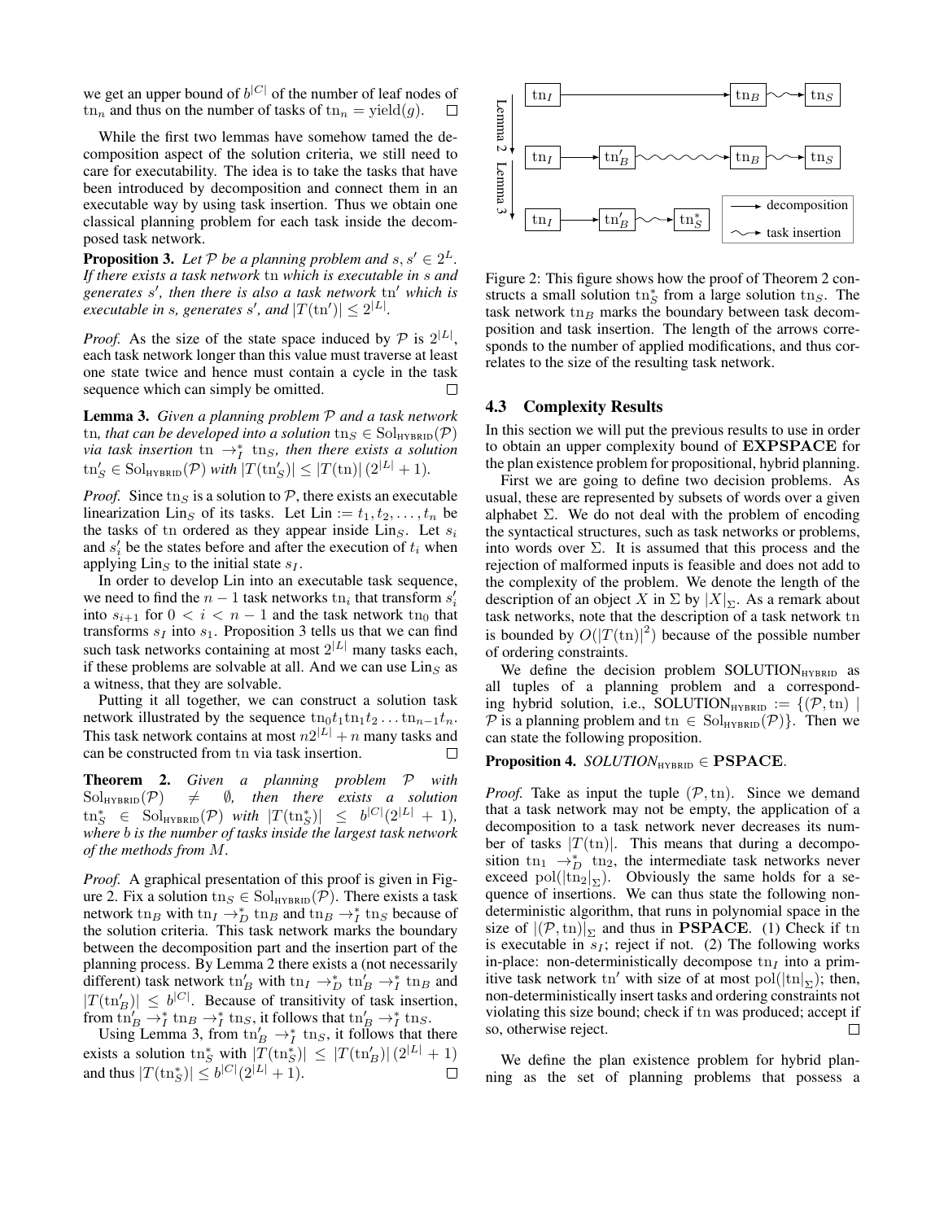we get an upper bound of $b^{|C|}$ of the number of leaf nodes of $\text{tn}_n$ and thus on the number of tasks of $\text{tn}_n = \text{yield}(g)$. □

While the first two lemmas have somehow tamed the decomposition aspect of the solution criteria, we still need to care for executability. The idea is to take the tasks that have been introduced by decomposition and connect them in an executable way by using task insertion. Thus we obtain one classical planning problem for each task inside the decomposed task network.

**Proposition 3.** *Let $\mathcal{P}$ be a planning problem and $s, s' \in 2^L$. If there exists a task network* tn *which is executable in $s$ and generates $s'$, then there is also a task network* $\text{tn}'$ *which is executable in s, generates $s'$, and $|T(\text{tn}')| \leq 2^{|L|}$.*

*Proof.* As the size of the state space induced by $\mathcal{P}$ is $2^{|L|}$, each task network longer than this value must traverse at least one state twice and hence must contain a cycle in the task sequence which can simply be omitted. □

**Lemma 3.** *Given a planning problem $\mathcal{P}$ and a task network* tn*, that can be developed into a solution $\text{tn}_S \in \text{Sol}_{\text{HYBRID}}(\mathcal{P})$ via task insertion $\text{tn} \rightarrow_I^* \text{tn}_S$, then there exists a solution $\text{tn}'_S \in \text{Sol}_{\text{HYBRID}}(\mathcal{P})$ with $|T(\text{tn}'_S)| \leq |T(\text{tn})| \, (2^{|L|} + 1)$.*

*Proof.* Since $\text{tn}_S$ is a solution to $\mathcal{P}$, there exists an executable linearization $\text{Lin}_S$ of its tasks. Let $\text{Lin} := t_1, t_2, \ldots, t_n$ be the tasks of tn ordered as they appear inside $\text{Lin}_S$. Let $s_i$ and $s'_i$ be the states before and after the execution of $t_i$ when applying $\text{Lin}_S$ to the initial state $s_I$.

In order to develop Lin into an executable task sequence, we need to find the $n-1$ task networks $\text{tn}_i$ that transform $s'_i$ into $s_{i+1}$ for $0 < i < n-1$ and the task network $\text{tn}_0$ that transforms $s_I$ into $s_1$. Proposition 3 tells us that we can find such task networks containing at most $2^{|L|}$ many tasks each, if these problems are solvable at all. And we can use $\text{Lin}_S$ as a witness, that they are solvable.

Putting it all together, we can construct a solution task network illustrated by the sequence $\text{tn}_0 t_1 \text{tn}_1 t_2 \ldots \text{tn}_{n-1} t_n$. This task network contains at most $n2^{|L|} + n$ many tasks and can be constructed from tn via task insertion. □

**Theorem 2.** *Given a planning problem $\mathcal{P}$ with $\text{Sol}_{\text{HYBRID}}(\mathcal{P}) \neq \emptyset$, then there exists a solution $\text{tn}^*_S \in \text{Sol}_{\text{HYBRID}}(\mathcal{P})$ with $|T(\text{tn}^*_S)| \leq b^{|C|}(2^{|L|} + 1)$, where $b$ is the number of tasks inside the largest task network of the methods from $M$.*

*Proof.* A graphical presentation of this proof is given in Figure 2. Fix a solution $\text{tn}_S \in \text{Sol}_{\text{HYBRID}}(\mathcal{P})$. There exists a task network $\text{tn}_B$ with $\text{tn}_I \rightarrow_D^* \text{tn}_B$ and $\text{tn}_B \rightarrow_I^* \text{tn}_S$ because of the solution criteria. This task network marks the boundary between the decomposition part and the insertion part of the planning process. By Lemma 2 there exists a (not necessarily different) task network $\text{tn}'_B$ with $\text{tn}_I \rightarrow_D^* \text{tn}'_B \rightarrow_I^* \text{tn}_B$ and $|T(\text{tn}'_B)| \leq b^{|C|}$. Because of transitivity of task insertion, from $\text{tn}'_B \rightarrow_I^* \text{tn}_B \rightarrow_I^* \text{tn}_S$, it follows that $\text{tn}'_B \rightarrow_I^* \text{tn}_S$.

Using Lemma 3, from $\text{tn}'_B \rightarrow_I^* \text{tn}_S$, it follows that there exists a solution $\text{tn}^*_S$ with $|T(\text{tn}^*_S)| \leq |T(\text{tn}'_B)| \, (2^{|L|} + 1)$ and thus $|T(\text{tn}^*_S)| \leq b^{|C|}(2^{|L|} + 1)$. □

Lemma 2
Lemma 3
$\text{tn}_I$ $\text{tn}_B$ $\text{tn}_S$
$\text{tn}_I$ $\text{tn}'_B$ $\text{tn}_B$ $\text{tn}_S$
$\text{tn}_I$ $\text{tn}'_B$ $\text{tn}^*_S$
decomposition
task insertion

Figure 2: This figure shows how the proof of Theorem 2 constructs a small solution $\text{tn}^*_S$ from a large solution $\text{tn}_S$. The task network $\text{tn}_B$ marks the boundary between task decomposition and task insertion. The length of the arrows corresponds to the number of applied modifications, and thus correlates to the size of the resulting task network.

### 4.3 Complexity Results

In this section we will put the previous results to use in order to obtain an upper complexity bound of **EXPSPACE** for the plan existence problem for propositional, hybrid planning.

First we are going to define two decision problems. As usual, these are represented by subsets of words over a given alphabet $\Sigma$. We do not deal with the problem of encoding the syntactical structures, such as task networks or problems, into words over $\Sigma$. It is assumed that this process and the rejection of malformed inputs is feasible and does not add to the complexity of the problem. We denote the length of the description of an object $X$ in $\Sigma$ by $|X|_\Sigma$. As a remark about task networks, note that the description of a task network tn is bounded by $O(|T(\text{tn})|^2)$ because of the possible number of ordering constraints.

We define the decision problem $\text{SOLUTION}_{\text{HYBRID}}$ as all tuples of a planning problem and a corresponding hybrid solution, i.e., $\text{SOLUTION}_{\text{HYBRID}} := \{(\mathcal{P}, \text{tn}) \mid \mathcal{P}$ is a planning problem and $\text{tn} \in \text{Sol}_{\text{HYBRID}}(\mathcal{P})\}$. Then we can state the following proposition.

**Proposition 4.** *$\text{SOLUTION}_{\text{HYBRID}} \in$* **PSPACE**.

*Proof.* Take as input the tuple $(\mathcal{P}, \text{tn})$. Since we demand that a task network may not be empty, the application of a decomposition to a task network never decreases its number of tasks $|T(\text{tn})|$. This means that during a decomposition $\text{tn}_1 \rightarrow_D^* \text{tn}_2$, the intermediate task networks never exceed $\text{pol}(|\text{tn}_2|_\Sigma)$. Obviously the same holds for a sequence of insertions. We can thus state the following nondeterministic algorithm, that runs in polynomial space in the size of $|(\mathcal{P}, \text{tn})|_\Sigma$ and thus in **PSPACE**. (1) Check if tn is executable in $s_I$; reject if not. (2) The following works in-place: non-deterministically decompose $\text{tn}_I$ into a primitive task network $\text{tn}'$ with size of at most $\text{pol}(|\text{tn}|_\Sigma)$; then, non-deterministically insert tasks and ordering constraints not violating this size bound; check if tn was produced; accept if so, otherwise reject. □

We define the plan existence problem for hybrid planning as the set of planning problems that possess a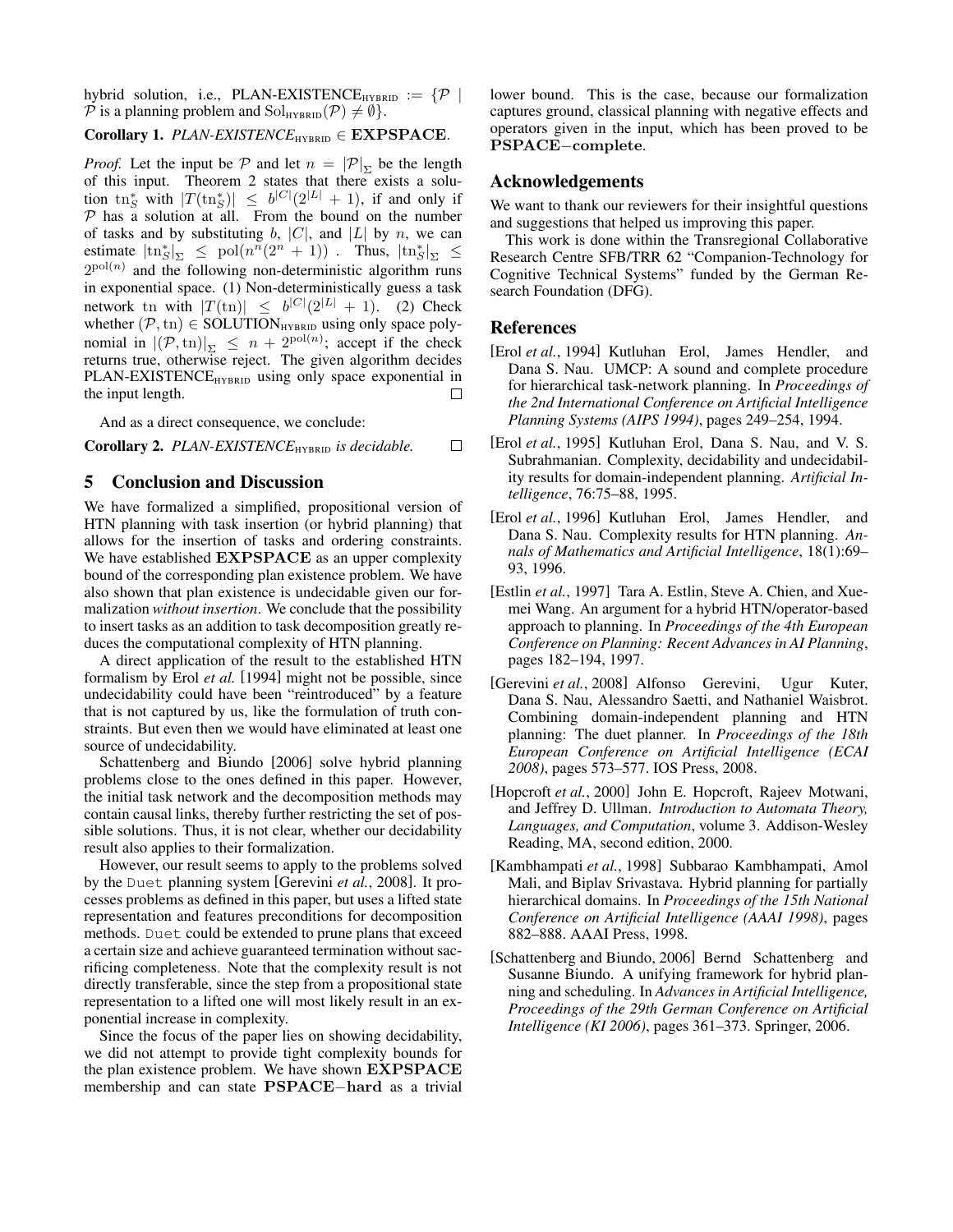hybrid solution, i.e., PLAN-EXISTENCE$_{\text{HYBRID}}$ := $\{\mathcal{P} \mid \mathcal{P}$ is a planning problem and $\text{Sol}_{\text{HYBRID}}(\mathcal{P}) \neq \emptyset\}$.

**Corollary 1.** *PLAN-EXISTENCE*$_{\text{HYBRID}} \in$ **EXPSPACE**.

*Proof.* Let the input be $\mathcal{P}$ and let $n = |\mathcal{P}|_\Sigma$ be the length of this input. Theorem 2 states that there exists a solution $\text{tn}^*_S$ with $|T(\text{tn}^*_S)| \leq b^{|C|}(2^{|L|}+1)$, if and only if $\mathcal{P}$ has a solution at all. From the bound on the number of tasks and by substituting $b$, $|C|$, and $|L|$ by $n$, we can estimate $|\text{tn}^*_S|_\Sigma \leq \text{pol}(n^n(2^n+1))$ . Thus, $|\text{tn}^*_S|_\Sigma \leq 2^{\text{pol}(n)}$ and the following non-deterministic algorithm runs in exponential space. (1) Non-deterministically guess a task network tn with $|T(\text{tn})| \leq b^{|C|}(2^{|L|}+1)$. (2) Check whether $(\mathcal{P}, \text{tn}) \in$ SOLUTION$_{\text{HYBRID}}$ using only space polynomial in $|(\mathcal{P}, \text{tn})|_\Sigma \leq n + 2^{\text{pol}(n)}$; accept if the check returns true, otherwise reject. The given algorithm decides PLAN-EXISTENCE$_{\text{HYBRID}}$ using only space exponential in the input length. □

And as a direct consequence, we conclude:

**Corollary 2.** *PLAN-EXISTENCE*$_{\text{HYBRID}}$ *is decidable.* □

## 5 Conclusion and Discussion

We have formalized a simplified, propositional version of HTN planning with task insertion (or hybrid planning) that allows for the insertion of tasks and ordering constraints. We have established **EXPSPACE** as an upper complexity bound of the corresponding plan existence problem. We have also shown that plan existence is undecidable given our formalization *without insertion*. We conclude that the possibility to insert tasks as an addition to task decomposition greatly reduces the computational complexity of HTN planning.

A direct application of the result to the established HTN formalism by Erol *et al.* [1994] might not be possible, since undecidability could have been "reintroduced" by a feature that is not captured by us, like the formulation of truth constraints. But even then we would have eliminated at least one source of undecidability.

Schattenberg and Biundo [2006] solve hybrid planning problems close to the ones defined in this paper. However, the initial task network and the decomposition methods may contain causal links, thereby further restricting the set of possible solutions. Thus, it is not clear, whether our decidability result also applies to their formalization.

However, our result seems to apply to the problems solved by the Duet planning system [Gerevini *et al.*, 2008]. It processes problems as defined in this paper, but uses a lifted state representation and features preconditions for decomposition methods. Duet could be extended to prune plans that exceed a certain size and achieve guaranteed termination without sacrificing completeness. Note that the complexity result is not directly transferable, since the step from a propositional state representation to a lifted one will most likely result in an exponential increase in complexity.

Since the focus of the paper lies on showing decidability, we did not attempt to provide tight complexity bounds for the plan existence problem. We have shown **EXPSPACE** membership and can state **PSPACE−hard** as a trivial lower bound. This is the case, because our formalization captures ground, classical planning with negative effects and operators given in the input, which has been proved to be **PSPACE−complete**.

## Acknowledgements

We want to thank our reviewers for their insightful questions and suggestions that helped us improving this paper.

This work is done within the Transregional Collaborative Research Centre SFB/TRR 62 "Companion-Technology for Cognitive Technical Systems" funded by the German Research Foundation (DFG).

## References

[Erol *et al.*, 1994] Kutluhan Erol, James Hendler, and Dana S. Nau. UMCP: A sound and complete procedure for hierarchical task-network planning. In *Proceedings of the 2nd International Conference on Artificial Intelligence Planning Systems (AIPS 1994)*, pages 249–254, 1994.

[Erol *et al.*, 1995] Kutluhan Erol, Dana S. Nau, and V. S. Subrahmanian. Complexity, decidability and undecidability results for domain-independent planning. *Artificial Intelligence*, 76:75–88, 1995.

[Erol *et al.*, 1996] Kutluhan Erol, James Hendler, and Dana S. Nau. Complexity results for HTN planning. *Annals of Mathematics and Artificial Intelligence*, 18(1):69–93, 1996.

[Estlin *et al.*, 1997] Tara A. Estlin, Steve A. Chien, and Xuemei Wang. An argument for a hybrid HTN/operator-based approach to planning. In *Proceedings of the 4th European Conference on Planning: Recent Advances in AI Planning*, pages 182–194, 1997.

[Gerevini *et al.*, 2008] Alfonso Gerevini, Ugur Kuter, Dana S. Nau, Alessandro Saetti, and Nathaniel Waisbrot. Combining domain-independent planning and HTN planning: The duet planner. In *Proceedings of the 18th European Conference on Artificial Intelligence (ECAI 2008)*, pages 573–577. IOS Press, 2008.

[Hopcroft *et al.*, 2000] John E. Hopcroft, Rajeev Motwani, and Jeffrey D. Ullman. *Introduction to Automata Theory, Languages, and Computation*, volume 3. Addison-Wesley Reading, MA, second edition, 2000.

[Kambhampati *et al.*, 1998] Subbarao Kambhampati, Amol Mali, and Biplav Srivastava. Hybrid planning for partially hierarchical domains. In *Proceedings of the 15th National Conference on Artificial Intelligence (AAAI 1998)*, pages 882–888. AAAI Press, 1998.

[Schattenberg and Biundo, 2006] Bernd Schattenberg and Susanne Biundo. A unifying framework for hybrid planning and scheduling. In *Advances in Artificial Intelligence, Proceedings of the 29th German Conference on Artificial Intelligence (KI 2006)*, pages 361–373. Springer, 2006.